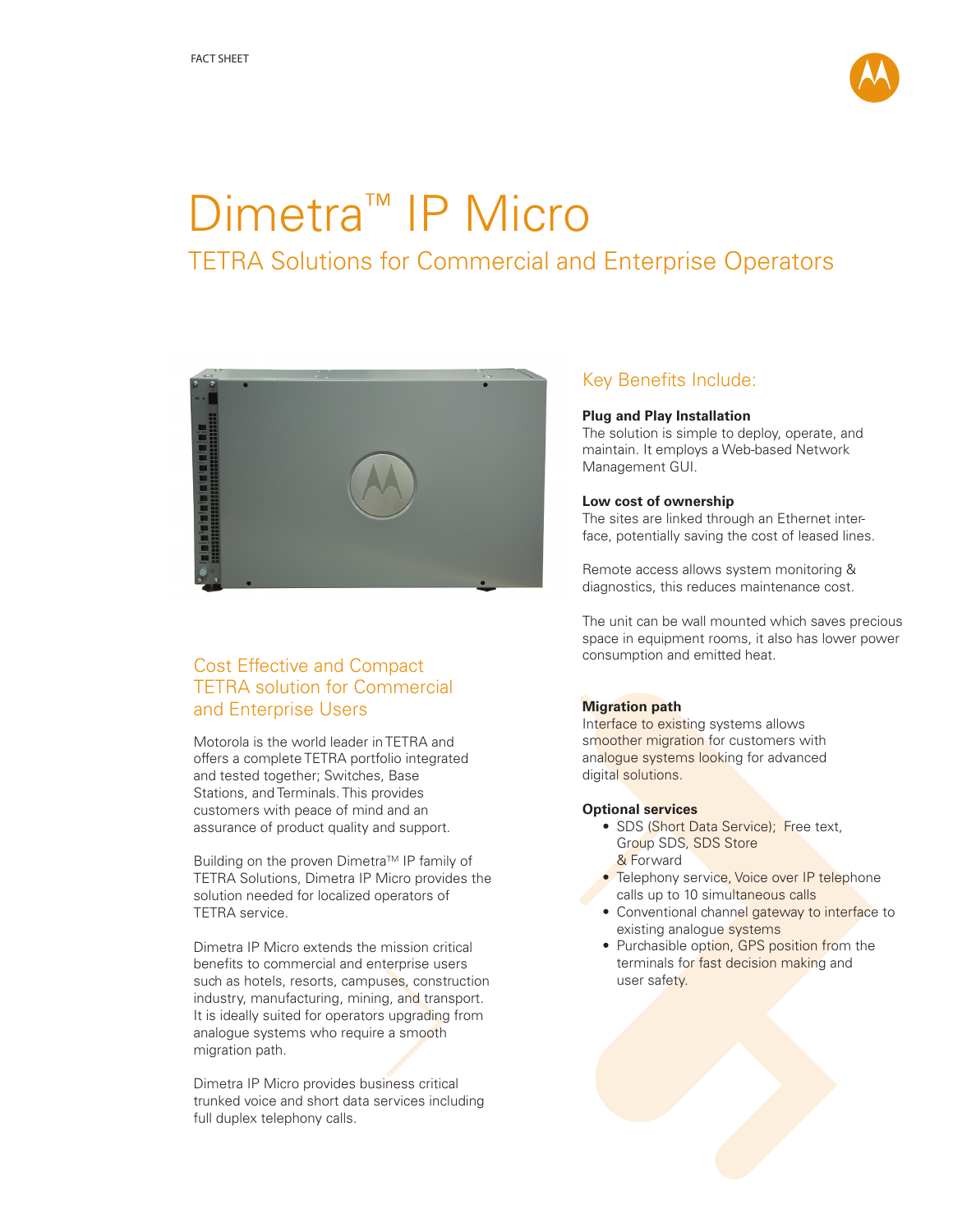FACT SHEET

# Dimetra™ IP Micro

## TETRA Solutions for Commercial and Enterprise Operators

### Cost Effective and Compact TETRA solution for Commercial and Enterprise Users

Motorola is the world leader in TETRA and offers a complete TETRA portfolio integrated and tested together; Switches, Base Stations, and Terminals. This provides customers with peace of mind and an assurance of product quality and support.

Building on the proven Dimetra™ IP family of TETRA Solutions, Dimetra IP Micro provides the solution needed for localized operators of TETRA service.

Dimetra IP Micro extends the mission critical benefits to commercial and enterprise users such as hotels, resorts, campuses, construction industry, manufacturing, mining, and transport. It is ideally suited for operators upgrading from analogue systems who require a smooth migration path.

Dimetra IP Micro provides business critical trunked voice and short data services including full duplex telephony calls.

### Key Benefits Include:

**Plug and Play Installation**
The solution is simple to deploy, operate, and maintain. It employs a Web-based Network Management GUI.

**Low cost of ownership**
The sites are linked through an Ethernet interface, potentially saving the cost of leased lines.

Remote access allows system monitoring & diagnostics, this reduces maintenance cost.

The unit can be wall mounted which saves precious space in equipment rooms, it also has lower power consumption and emitted heat.

**Migration path**
Interface to existing systems allows smoother migration for customers with analogue systems looking for advanced digital solutions.

**Optional services**

- SDS (Short Data Service); Free text, Group SDS, SDS Store & Forward
- Telephony service, Voice over IP telephone calls up to 10 simultaneous calls
- Conventional channel gateway to interface to existing analogue systems
- Purchasible option, GPS position from the terminals for fast decision making and user safety.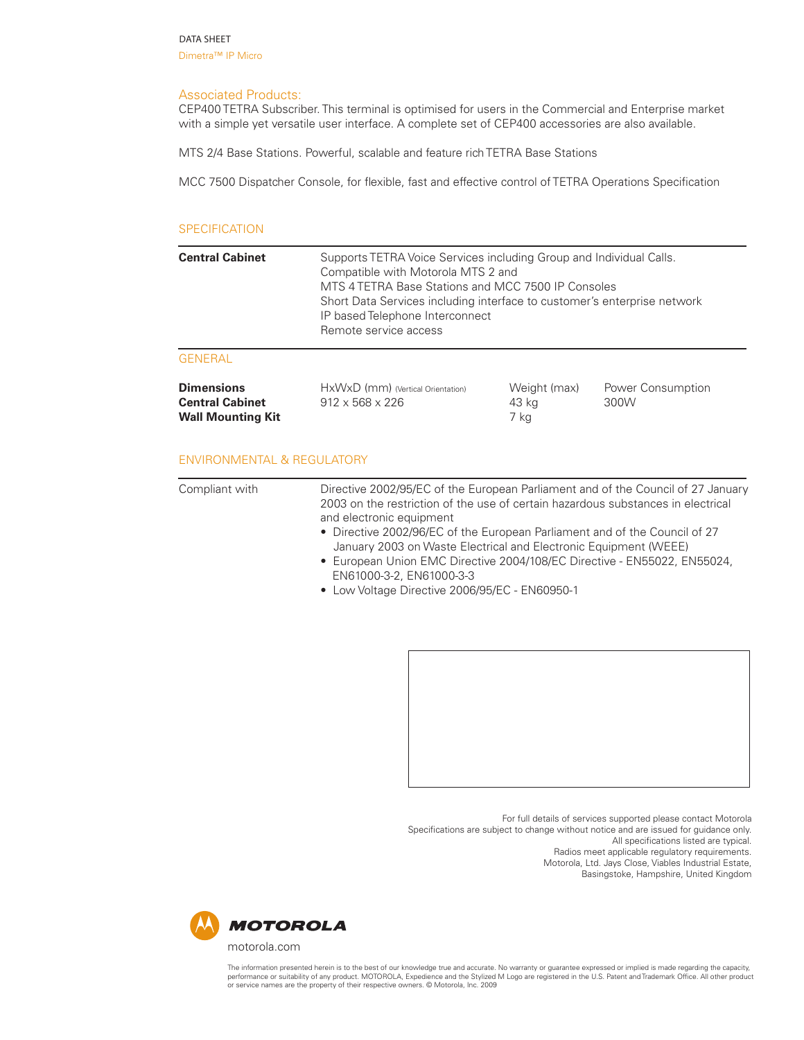## Associated Products:

CEP400 TETRA Subscriber. This terminal is optimised for users in the Commercial and Enterprise market with a simple yet versatile user interface. A complete set of CEP400 accessories are also available.

MTS 2/4 Base Stations. Powerful, scalable and feature rich TETRA Base Stations

MCC 7500 Dispatcher Console, for flexible, fast and effective control of TETRA Operations Specification

## SPECIFICATION

| | |
|---|---|
| **Central Cabinet** | Supports TETRA Voice Services including Group and Individual Calls.<br>Compatible with Motorola MTS 2 and<br>MTS 4 TETRA Base Stations and MCC 7500 IP Consoles<br>Short Data Services including interface to customer's enterprise network<br>IP based Telephone Interconnect<br>Remote service access |

## GENERAL

| **Dimensions** | HxWxD (mm) (Vertical Orientation) | Weight (max) | Power Consumption |
|---|---|---|---|
| **Central Cabinet** | 912 x 568 x 226 | 43 kg | 300W |
| **Wall Mounting Kit** | | 7 kg | |

## ENVIRONMENTAL & REGULATORY

| | |
|---|---|
| Compliant with | Directive 2002/95/EC of the European Parliament and of the Council of 27 January 2003 on the restriction of the use of certain hazardous substances in electrical and electronic equipment<br>• Directive 2002/96/EC of the European Parliament and of the Council of 27 January 2003 on Waste Electrical and Electronic Equipment (WEEE)<br>• European Union EMC Directive 2004/108/EC Directive - EN55022, EN55024, EN61000-3-2, EN61000-3-3<br>• Low Voltage Directive 2006/95/EC - EN60950-1 |

For full details of services supported please contact Motorola
Specifications are subject to change without notice and are issued for guidance only.
All specifications listed are typical.
Radios meet applicable regulatory requirements.
Motorola, Ltd. Jays Close, Viables Industrial Estate,
Basingstoke, Hampshire, United Kingdom

MOTOROLA

motorola.com

The information presented herein is to the best of our knowledge true and accurate. No warranty or guarantee expressed or implied is made regarding the capacity, performance or suitability of any product. MOTOROLA, Expedience and the Stylized M Logo are registered in the U.S. Patent and Trademark Office. All other product or service names are the property of their respective owners. © Motorola, Inc. 2009